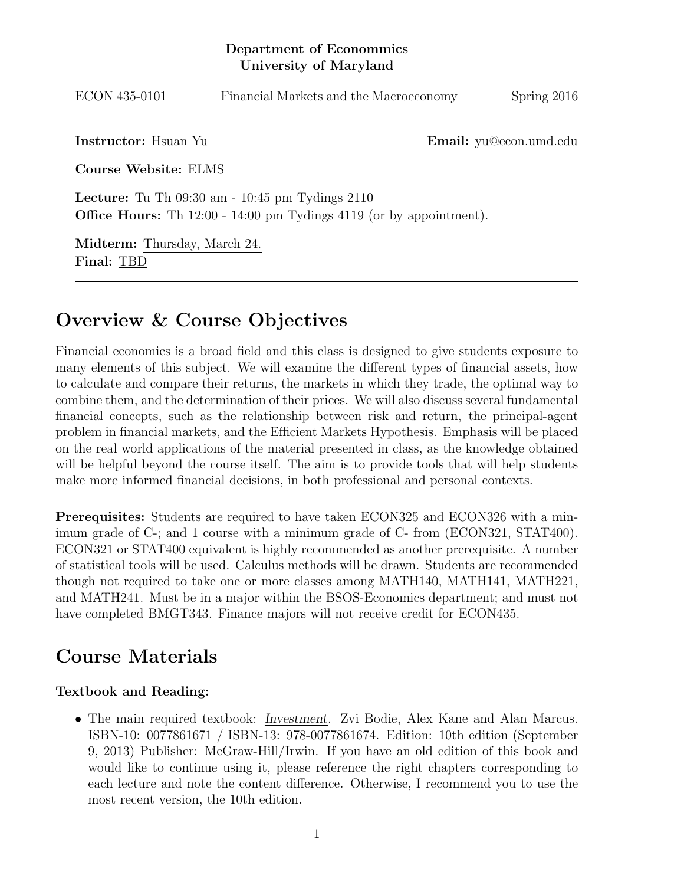**Department of Econommics**
**University of Maryland**

ECON 435-0101 — Financial Markets and the Macroeconomy — Spring 2016

---

**Instructor:** Hsuan Yu **Email:** yu@econ.umd.edu

**Course Website:** ELMS

**Lecture:** Tu Th 09:30 am - 10:45 pm Tydings 2110
**Office Hours:** Th 12:00 - 14:00 pm Tydings 4119 (or by appointment).

**Midterm:** Thursday, March 24.
**Final:** TBD

---

# Overview & Course Objectives

Financial economics is a broad field and this class is designed to give students exposure to many elements of this subject. We will examine the different types of financial assets, how to calculate and compare their returns, the markets in which they trade, the optimal way to combine them, and the determination of their prices. We will also discuss several fundamental financial concepts, such as the relationship between risk and return, the principal-agent problem in financial markets, and the Efficient Markets Hypothesis. Emphasis will be placed on the real world applications of the material presented in class, as the knowledge obtained will be helpful beyond the course itself. The aim is to provide tools that will help students make more informed financial decisions, in both professional and personal contexts.

**Prerequisites:** Students are required to have taken ECON325 and ECON326 with a minimum grade of C-; and 1 course with a minimum grade of C- from (ECON321, STAT400). ECON321 or STAT400 equivalent is highly recommended as another prerequisite. A number of statistical tools will be used. Calculus methods will be drawn. Students are recommended though not required to take one or more classes among MATH140, MATH141, MATH221, and MATH241. Must be in a major within the BSOS-Economics department; and must not have completed BMGT343. Finance majors will not receive credit for ECON435.

# Course Materials

### Textbook and Reading:

- The main required textbook: *Investment*. Zvi Bodie, Alex Kane and Alan Marcus. ISBN-10: 0077861671 / ISBN-13: 978-0077861674. Edition: 10th edition (September 9, 2013) Publisher: McGraw-Hill/Irwin. If you have an old edition of this book and would like to continue using it, please reference the right chapters corresponding to each lecture and note the content difference. Otherwise, I recommend you to use the most recent version, the 10th edition.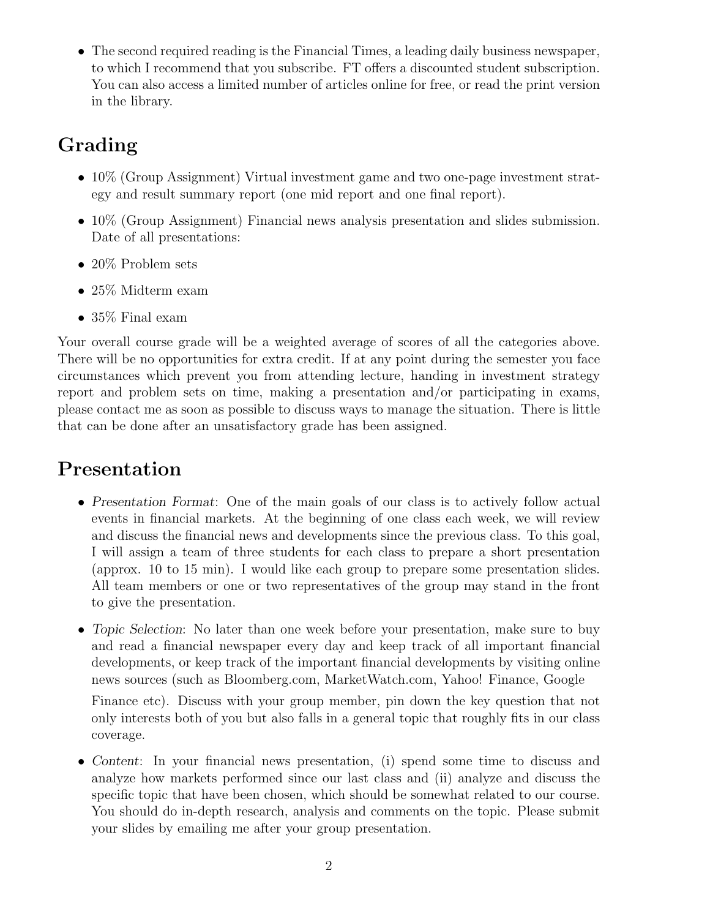- The second required reading is the Financial Times, a leading daily business newspaper, to which I recommend that you subscribe. FT offers a discounted student subscription. You can also access a limited number of articles online for free, or read the print version in the library.

## Grading

- 10% (Group Assignment) Virtual investment game and two one-page investment strategy and result summary report (one mid report and one final report).
- 10% (Group Assignment) Financial news analysis presentation and slides submission. Date of all presentations:
- 20% Problem sets
- 25% Midterm exam
- 35% Final exam

Your overall course grade will be a weighted average of scores of all the categories above. There will be no opportunities for extra credit. If at any point during the semester you face circumstances which prevent you from attending lecture, handing in investment strategy report and problem sets on time, making a presentation and/or participating in exams, please contact me as soon as possible to discuss ways to manage the situation. There is little that can be done after an unsatisfactory grade has been assigned.

## Presentation

- *Presentation Format*: One of the main goals of our class is to actively follow actual events in financial markets. At the beginning of one class each week, we will review and discuss the financial news and developments since the previous class. To this goal, I will assign a team of three students for each class to prepare a short presentation (approx. 10 to 15 min). I would like each group to prepare some presentation slides. All team members or one or two representatives of the group may stand in the front to give the presentation.
- *Topic Selection*: No later than one week before your presentation, make sure to buy and read a financial newspaper every day and keep track of all important financial developments, or keep track of the important financial developments by visiting online news sources (such as Bloomberg.com, MarketWatch.com, Yahoo! Finance, Google Finance etc). Discuss with your group member, pin down the key question that not only interests both of you but also falls in a general topic that roughly fits in our class coverage.
- *Content*: In your financial news presentation, (i) spend some time to discuss and analyze how markets performed since our last class and (ii) analyze and discuss the specific topic that have been chosen, which should be somewhat related to our course. You should do in-depth research, analysis and comments on the topic. Please submit your slides by emailing me after your group presentation.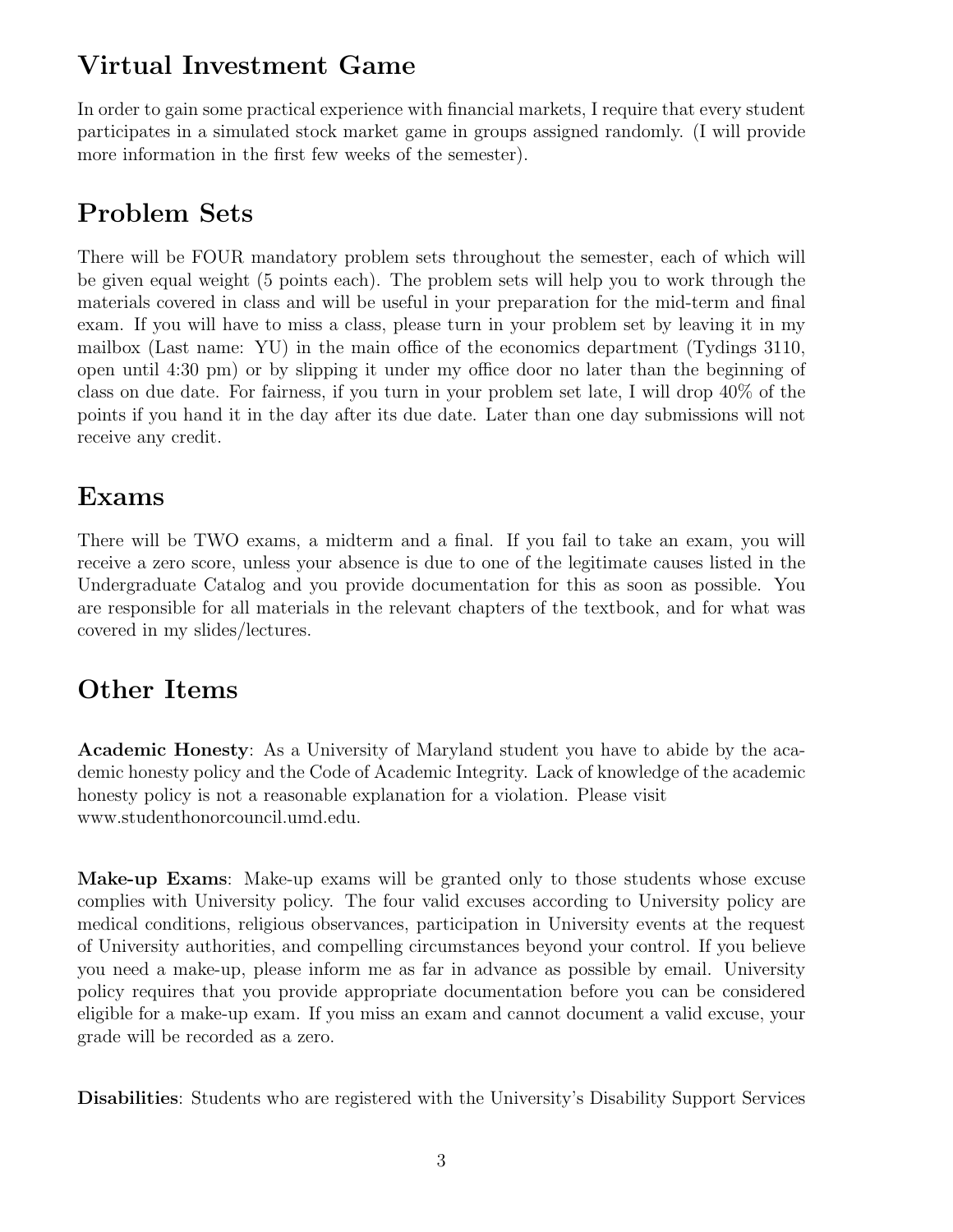## Virtual Investment Game

In order to gain some practical experience with financial markets, I require that every student participates in a simulated stock market game in groups assigned randomly. (I will provide more information in the first few weeks of the semester).

## Problem Sets

There will be FOUR mandatory problem sets throughout the semester, each of which will be given equal weight (5 points each). The problem sets will help you to work through the materials covered in class and will be useful in your preparation for the mid-term and final exam. If you will have to miss a class, please turn in your problem set by leaving it in my mailbox (Last name: YU) in the main office of the economics department (Tydings 3110, open until 4:30 pm) or by slipping it under my office door no later than the beginning of class on due date. For fairness, if you turn in your problem set late, I will drop 40% of the points if you hand it in the day after its due date. Later than one day submissions will not receive any credit.

## Exams

There will be TWO exams, a midterm and a final. If you fail to take an exam, you will receive a zero score, unless your absence is due to one of the legitimate causes listed in the Undergraduate Catalog and you provide documentation for this as soon as possible. You are responsible for all materials in the relevant chapters of the textbook, and for what was covered in my slides/lectures.

## Other Items

**Academic Honesty**: As a University of Maryland student you have to abide by the academic honesty policy and the Code of Academic Integrity. Lack of knowledge of the academic honesty policy is not a reasonable explanation for a violation. Please visit www.studenthonorcouncil.umd.edu.

**Make-up Exams**: Make-up exams will be granted only to those students whose excuse complies with University policy. The four valid excuses according to University policy are medical conditions, religious observances, participation in University events at the request of University authorities, and compelling circumstances beyond your control. If you believe you need a make-up, please inform me as far in advance as possible by email. University policy requires that you provide appropriate documentation before you can be considered eligible for a make-up exam. If you miss an exam and cannot document a valid excuse, your grade will be recorded as a zero.

**Disabilities**: Students who are registered with the University's Disability Support Services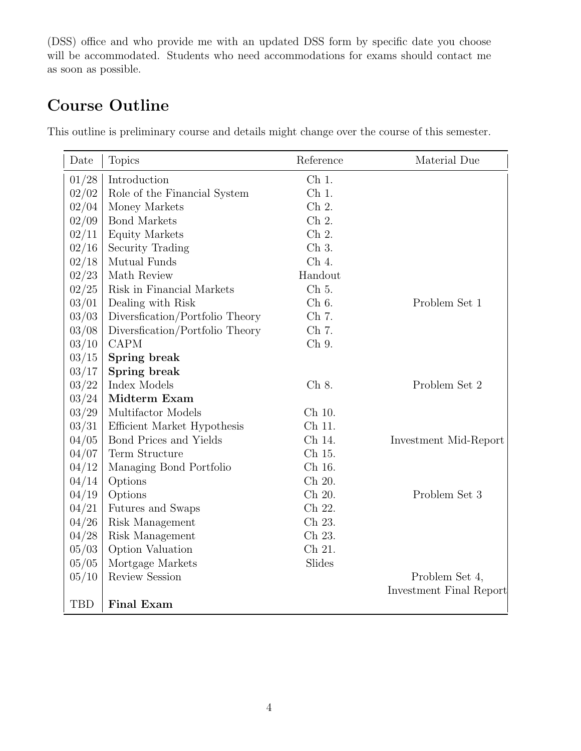(DSS) office and who provide me with an updated DSS form by specific date you choose will be accommodated. Students who need accommodations for exams should contact me as soon as possible.

## Course Outline

This outline is preliminary course and details might change over the course of this semester.

| Date | Topics | Reference | Material Due |
|---|---|---|---|
| 01/28 | Introduction | Ch 1. | |
| 02/02 | Role of the Financial System | Ch 1. | |
| 02/04 | Money Markets | Ch 2. | |
| 02/09 | Bond Markets | Ch 2. | |
| 02/11 | Equity Markets | Ch 2. | |
| 02/16 | Security Trading | Ch 3. | |
| 02/18 | Mutual Funds | Ch 4. | |
| 02/23 | Math Review | Handout | |
| 02/25 | Risk in Financial Markets | Ch 5. | |
| 03/01 | Dealing with Risk | Ch 6. | Problem Set 1 |
| 03/03 | Diversfication/Portfolio Theory | Ch 7. | |
| 03/08 | Diversfication/Portfolio Theory | Ch 7. | |
| 03/10 | CAPM | Ch 9. | |
| 03/15 | **Spring break** | | |
| 03/17 | **Spring break** | | |
| 03/22 | Index Models | Ch 8. | Problem Set 2 |
| 03/24 | **Midterm Exam** | | |
| 03/29 | Multifactor Models | Ch 10. | |
| 03/31 | Efficient Market Hypothesis | Ch 11. | |
| 04/05 | Bond Prices and Yields | Ch 14. | Investment Mid-Report |
| 04/07 | Term Structure | Ch 15. | |
| 04/12 | Managing Bond Portfolio | Ch 16. | |
| 04/14 | Options | Ch 20. | |
| 04/19 | Options | Ch 20. | Problem Set 3 |
| 04/21 | Futures and Swaps | Ch 22. | |
| 04/26 | Risk Management | Ch 23. | |
| 04/28 | Risk Management | Ch 23. | |
| 05/03 | Option Valuation | Ch 21. | |
| 05/05 | Mortgage Markets | Slides | |
| 05/10 | Review Session | | Problem Set 4, Investment Final Report |
| TBD | **Final Exam** | | |